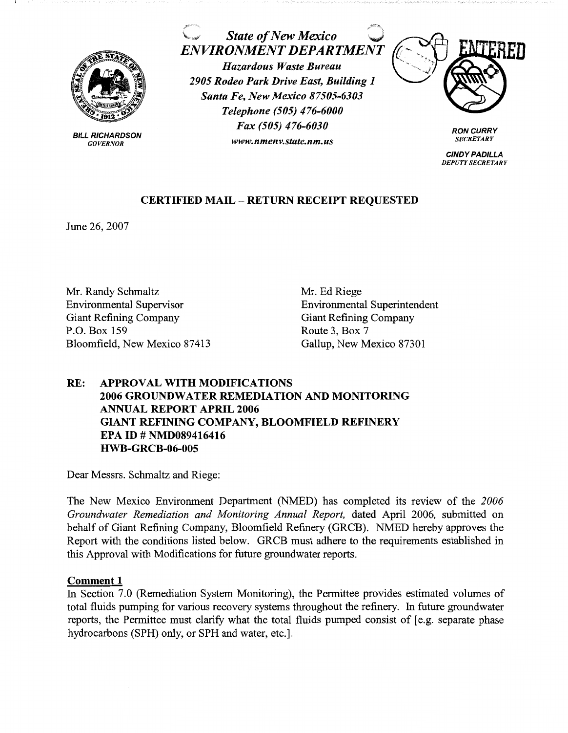**State of New Mexico**
**ENVIRONMENT DEPARTMENT**

*Hazardous Waste Bureau*
*2905 Rodeo Park Drive East, Building 1*
*Santa Fe, New Mexico 87505-6303*
*Telephone (505) 476-6000*
*Fax (505) 476-6030*
*www.nmenv.state.nm.us*

**BILL RICHARDSON**
*GOVERNOR*

ENTERED

**RON CURRY**
*SECRETARY*

**CINDY PADILLA**
*DEPUTY SECRETARY*

**CERTIFIED MAIL – RETURN RECEIPT REQUESTED**

June 26, 2007

Mr. Randy Schmaltz
Environmental Supervisor
Giant Refining Company
P.O. Box 159
Bloomfield, New Mexico 87413

Mr. Ed Riege
Environmental Superintendent
Giant Refining Company
Route 3, Box 7
Gallup, New Mexico 87301

**RE: APPROVAL WITH MODIFICATIONS**
**2006 GROUNDWATER REMEDIATION AND MONITORING ANNUAL REPORT APRIL 2006**
**GIANT REFINING COMPANY, BLOOMFIELD REFINERY**
**EPA ID # NMD089416416**
**HWB-GRCB-06-005**

Dear Messrs. Schmaltz and Riege:

The New Mexico Environment Department (NMED) has completed its review of the *2006 Groundwater Remediation and Monitoring Annual Report,* dated April 2006, submitted on behalf of Giant Refining Company, Bloomfield Refinery (GRCB). NMED hereby approves the Report with the conditions listed below. GRCB must adhere to the requirements established in this Approval with Modifications for future groundwater reports.

**Comment 1**

In Section 7.0 (Remediation System Monitoring), the Permittee provides estimated volumes of total fluids pumping for various recovery systems throughout the refinery. In future groundwater reports, the Permittee must clarify what the total fluids pumped consist of [e.g. separate phase hydrocarbons (SPH) only, or SPH and water, etc.].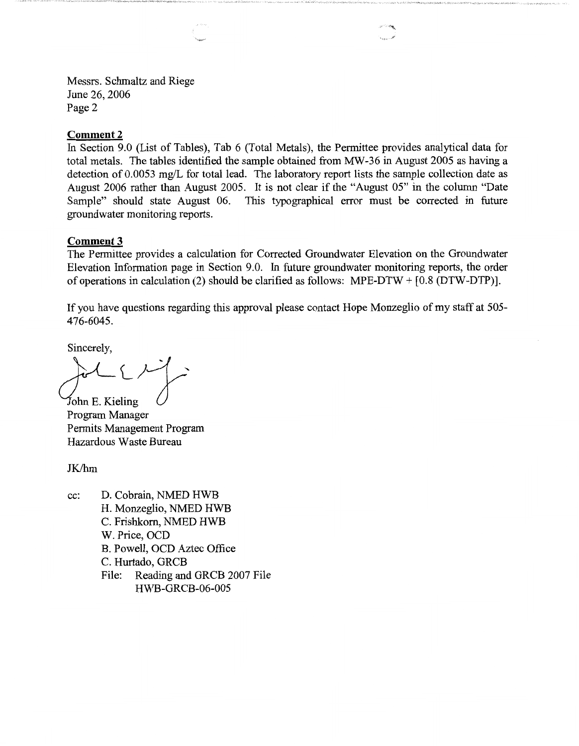Messrs. Schmaltz and Riege
June 26, 2006
Page 2

**Comment 2**

In Section 9.0 (List of Tables), Tab 6 (Total Metals), the Permittee provides analytical data for total metals. The tables identified the sample obtained from MW-36 in August 2005 as having a detection of 0.0053 mg/L for total lead. The laboratory report lists the sample collection date as August 2006 rather than August 2005. It is not clear if the "August 05" in the column "Date Sample" should state August 06. This typographical error must be corrected in future groundwater monitoring reports.

**Comment 3**

The Permittee provides a calculation for Corrected Groundwater Elevation on the Groundwater Elevation Information page in Section 9.0. In future groundwater monitoring reports, the order of operations in calculation (2) should be clarified as follows: MPE-DTW + [0.8 (DTW-DTP)].

If you have questions regarding this approval please contact Hope Monzeglio of my staff at 505-476-6045.

Sincerely,

John E. Kieling
Program Manager
Permits Management Program
Hazardous Waste Bureau

JK/hm

cc: D. Cobrain, NMED HWB
H. Monzeglio, NMED HWB
C. Frishkorn, NMED HWB
W. Price, OCD
B. Powell, OCD Aztec Office
C. Hurtado, GRCB
File: Reading and GRCB 2007 File
HWB-GRCB-06-005